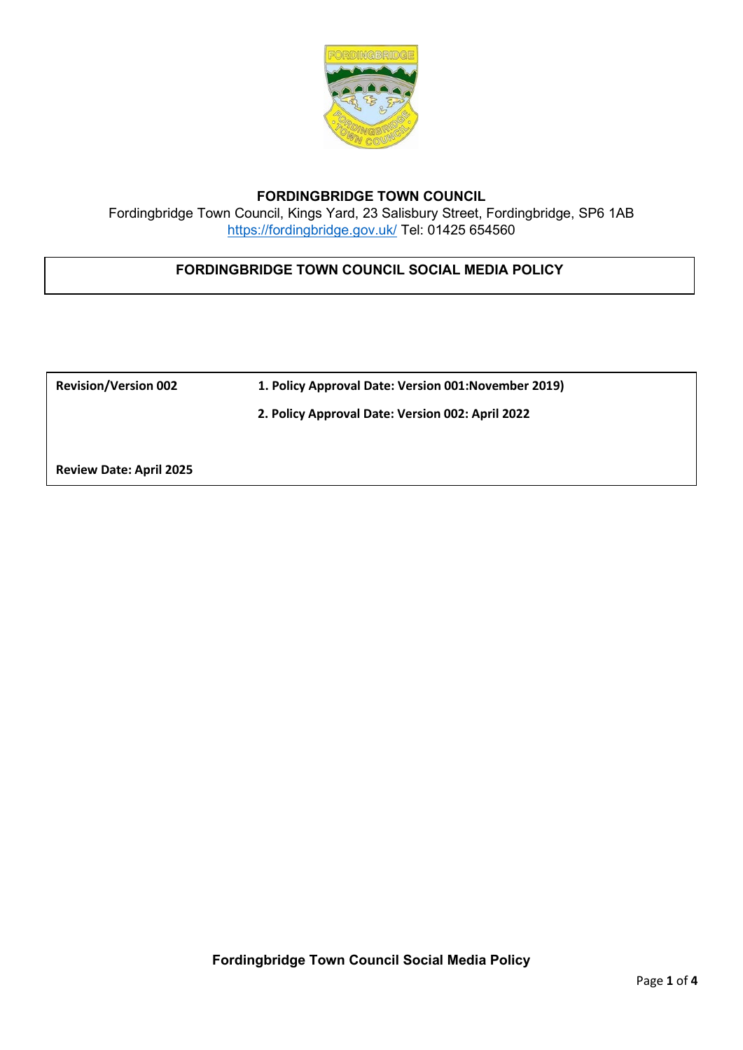# FORDINGBRIDGE TOWN COUNCIL

Fordingbridge Town Council, Kings Yard, 23 Salisbury Street, Fordingbridge, SP6 1AB
https://fordingbridge.gov.uk/ Tel: 01425 654560

## FORDINGBRIDGE TOWN COUNCIL SOCIAL MEDIA POLICY

| **Revision/Version 002** | **1. Policy Approval Date: Version 001:November 2019)** |
|---|---|
| | **2. Policy Approval Date: Version 002: April 2022** |
| **Review Date: April 2025** | |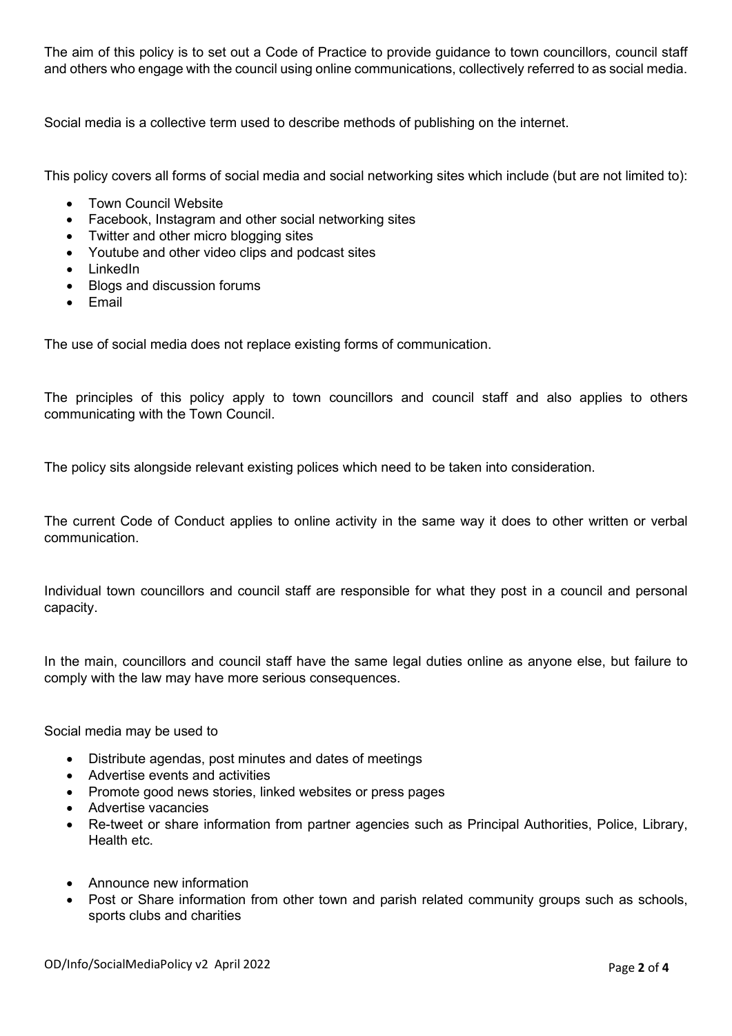The aim of this policy is to set out a Code of Practice to provide guidance to town councillors, council staff and others who engage with the council using online communications, collectively referred to as social media.

Social media is a collective term used to describe methods of publishing on the internet.

This policy covers all forms of social media and social networking sites which include (but are not limited to):

- Town Council Website
- Facebook, Instagram and other social networking sites
- Twitter and other micro blogging sites
- Youtube and other video clips and podcast sites
- LinkedIn
- Blogs and discussion forums
- Email

The use of social media does not replace existing forms of communication.

The principles of this policy apply to town councillors and council staff and also applies to others communicating with the Town Council.

The policy sits alongside relevant existing polices which need to be taken into consideration.

The current Code of Conduct applies to online activity in the same way it does to other written or verbal communication.

Individual town councillors and council staff are responsible for what they post in a council and personal capacity.

In the main, councillors and council staff have the same legal duties online as anyone else, but failure to comply with the law may have more serious consequences.

Social media may be used to

- Distribute agendas, post minutes and dates of meetings
- Advertise events and activities
- Promote good news stories, linked websites or press pages
- Advertise vacancies
- Re-tweet or share information from partner agencies such as Principal Authorities, Police, Library, Health etc.
- Announce new information
- Post or Share information from other town and parish related community groups such as schools, sports clubs and charities

OD/Info/SocialMediaPolicy v2 April 2022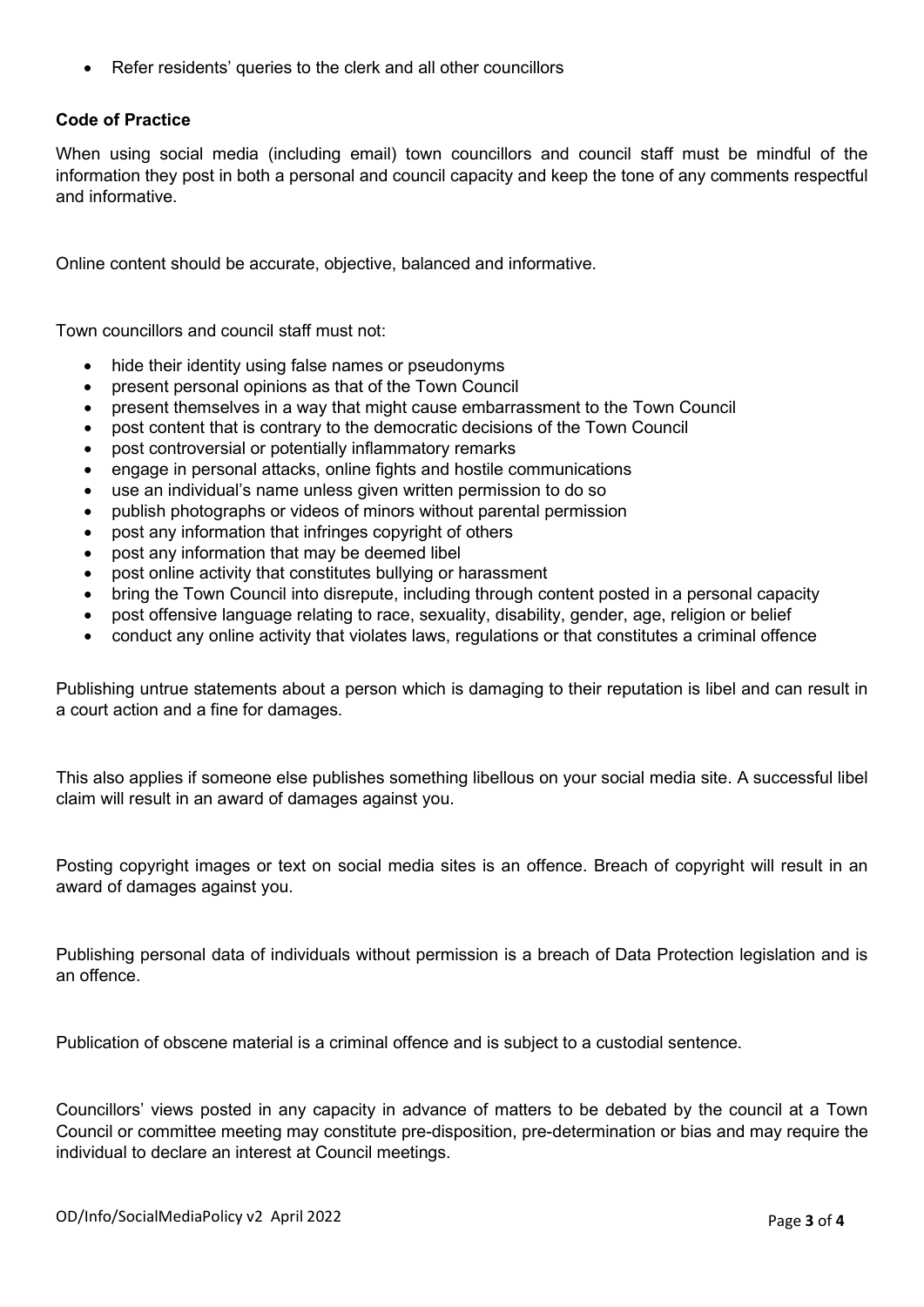- Refer residents' queries to the clerk and all other councillors

**Code of Practice**

When using social media (including email) town councillors and council staff must be mindful of the information they post in both a personal and council capacity and keep the tone of any comments respectful and informative.

Online content should be accurate, objective, balanced and informative.

Town councillors and council staff must not:

- hide their identity using false names or pseudonyms
- present personal opinions as that of the Town Council
- present themselves in a way that might cause embarrassment to the Town Council
- post content that is contrary to the democratic decisions of the Town Council
- post controversial or potentially inflammatory remarks
- engage in personal attacks, online fights and hostile communications
- use an individual's name unless given written permission to do so
- publish photographs or videos of minors without parental permission
- post any information that infringes copyright of others
- post any information that may be deemed libel
- post online activity that constitutes bullying or harassment
- bring the Town Council into disrepute, including through content posted in a personal capacity
- post offensive language relating to race, sexuality, disability, gender, age, religion or belief
- conduct any online activity that violates laws, regulations or that constitutes a criminal offence

Publishing untrue statements about a person which is damaging to their reputation is libel and can result in a court action and a fine for damages.

This also applies if someone else publishes something libellous on your social media site. A successful libel claim will result in an award of damages against you.

Posting copyright images or text on social media sites is an offence. Breach of copyright will result in an award of damages against you.

Publishing personal data of individuals without permission is a breach of Data Protection legislation and is an offence.

Publication of obscene material is a criminal offence and is subject to a custodial sentence.

Councillors' views posted in any capacity in advance of matters to be debated by the council at a Town Council or committee meeting may constitute pre-disposition, pre-determination or bias and may require the individual to declare an interest at Council meetings.

OD/Info/SocialMediaPolicy v2 April 2022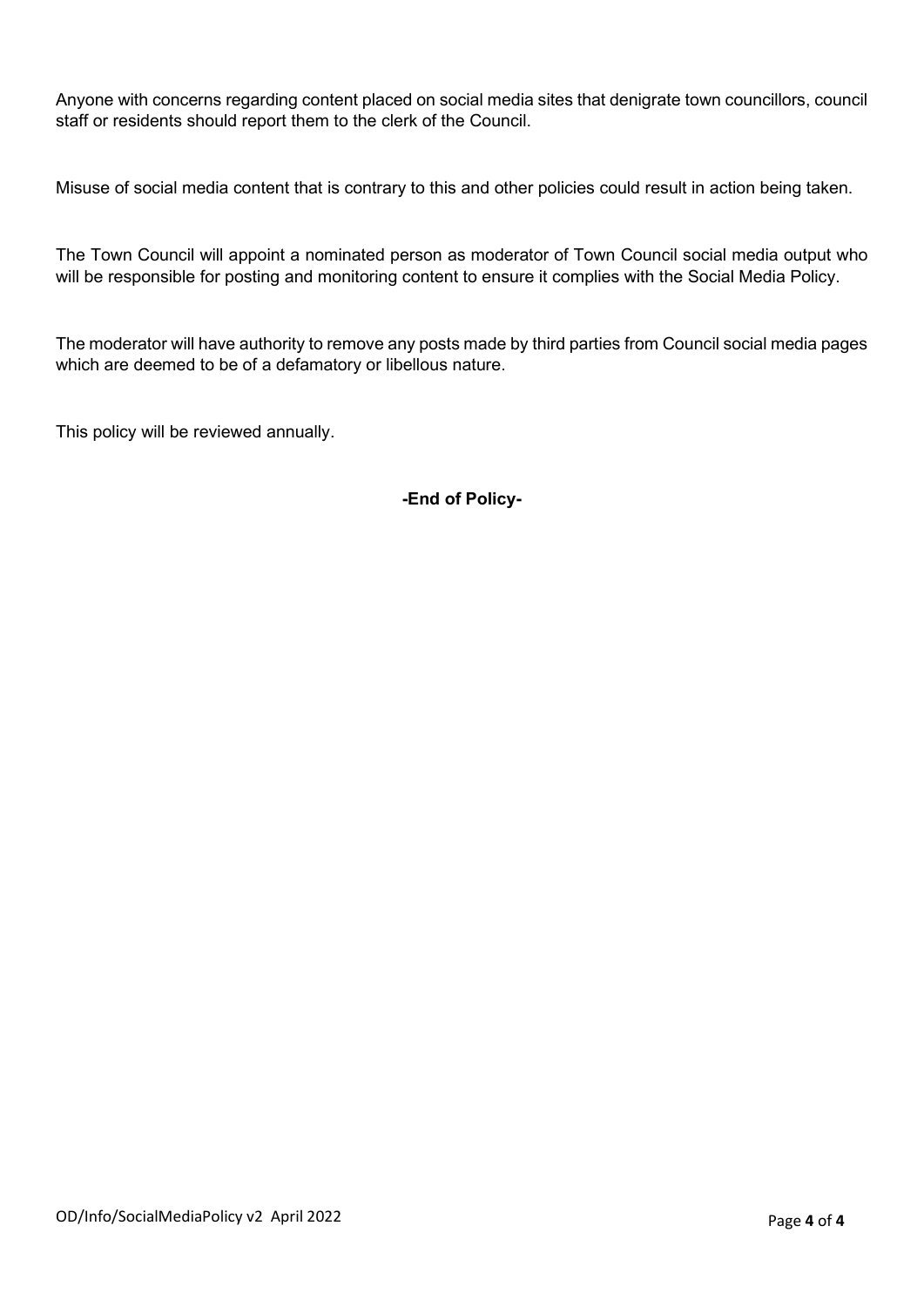Anyone with concerns regarding content placed on social media sites that denigrate town councillors, council staff or residents should report them to the clerk of the Council.

Misuse of social media content that is contrary to this and other policies could result in action being taken.

The Town Council will appoint a nominated person as moderator of Town Council social media output who will be responsible for posting and monitoring content to ensure it complies with the Social Media Policy.

The moderator will have authority to remove any posts made by third parties from Council social media pages which are deemed to be of a defamatory or libellous nature.

This policy will be reviewed annually.

**-End of Policy-**